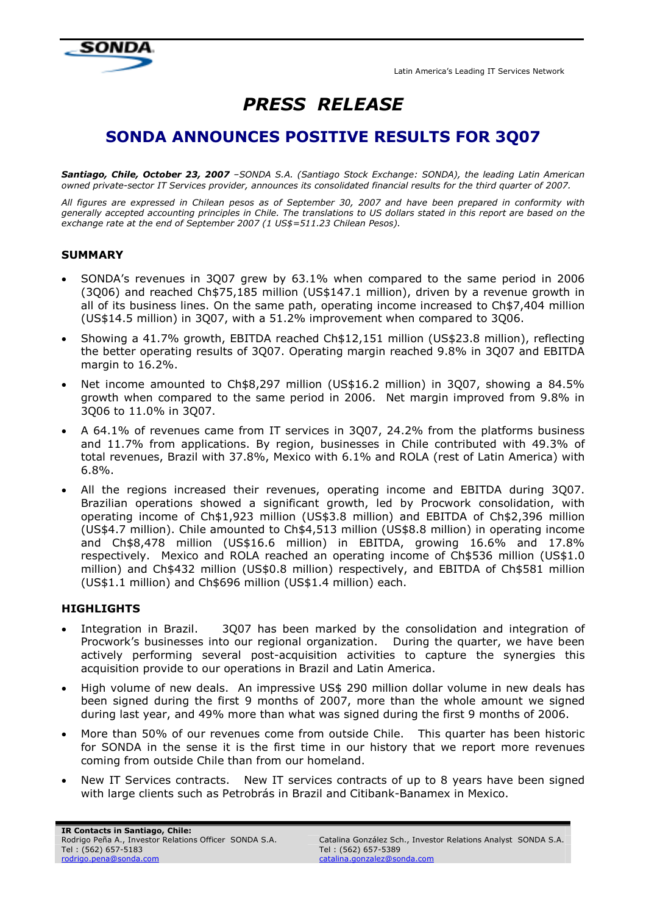SONDA

Latin America's Leading IT Services Network

# *PRESS RELEASE*

## SONDA ANNOUNCES POSITIVE RESULTS FOR 3Q07

***Santiago, Chile, October 23, 2007*** *–SONDA S.A. (Santiago Stock Exchange: SONDA), the leading Latin American owned private-sector IT Services provider, announces its consolidated financial results for the third quarter of 2007.*

*All figures are expressed in Chilean pesos as of September 30, 2007 and have been prepared in conformity with generally accepted accounting principles in Chile. The translations to US dollars stated in this report are based on the exchange rate at the end of September 2007 (1 US$=511.23 Chilean Pesos).*

### SUMMARY

- SONDA's revenues in 3Q07 grew by 63.1% when compared to the same period in 2006 (3Q06) and reached Ch$75,185 million (US$147.1 million), driven by a revenue growth in all of its business lines. On the same path, operating income increased to Ch$7,404 million (US$14.5 million) in 3Q07, with a 51.2% improvement when compared to 3Q06.
- Showing a 41.7% growth, EBITDA reached Ch$12,151 million (US$23.8 million), reflecting the better operating results of 3Q07. Operating margin reached 9.8% in 3Q07 and EBITDA margin to 16.2%.
- Net income amounted to Ch$8,297 million (US$16.2 million) in 3Q07, showing a 84.5% growth when compared to the same period in 2006. Net margin improved from 9.8% in 3Q06 to 11.0% in 3Q07.
- A 64.1% of revenues came from IT services in 3Q07, 24.2% from the platforms business and 11.7% from applications. By region, businesses in Chile contributed with 49.3% of total revenues, Brazil with 37.8%, Mexico with 6.1% and ROLA (rest of Latin America) with 6.8%.
- All the regions increased their revenues, operating income and EBITDA during 3Q07. Brazilian operations showed a significant growth, led by Procwork consolidation, with operating income of Ch$1,923 million (US$3.8 million) and EBITDA of Ch$2,396 million (US$4.7 million). Chile amounted to Ch$4,513 million (US$8.8 million) in operating income and Ch$8,478 million (US$16.6 million) in EBITDA, growing 16.6% and 17.8% respectively. Mexico and ROLA reached an operating income of Ch$536 million (US$1.0 million) and Ch$432 million (US$0.8 million) respectively, and EBITDA of Ch$581 million (US$1.1 million) and Ch$696 million (US$1.4 million) each.

### HIGHLIGHTS

- Integration in Brazil. 3Q07 has been marked by the consolidation and integration of Procwork's businesses into our regional organization. During the quarter, we have been actively performing several post-acquisition activities to capture the synergies this acquisition provide to our operations in Brazil and Latin America.
- High volume of new deals. An impressive US$ 290 million dollar volume in new deals has been signed during the first 9 months of 2007, more than the whole amount we signed during last year, and 49% more than what was signed during the first 9 months of 2006.
- More than 50% of our revenues come from outside Chile. This quarter has been historic for SONDA in the sense it is the first time in our history that we report more revenues coming from outside Chile than from our homeland.
- New IT Services contracts. New IT services contracts of up to 8 years have been signed with large clients such as Petrobrás in Brazil and Citibank-Banamex in Mexico.

**IR Contacts in Santiago, Chile:**
Rodrigo Peña A., Investor Relations Officer SONDA S.A.
Tel : (562) 657-5183
rodrigo.pena@sonda.com

Catalina González Sch., Investor Relations Analyst SONDA S.A.
Tel : (562) 657-5389
catalina.gonzalez@sonda.com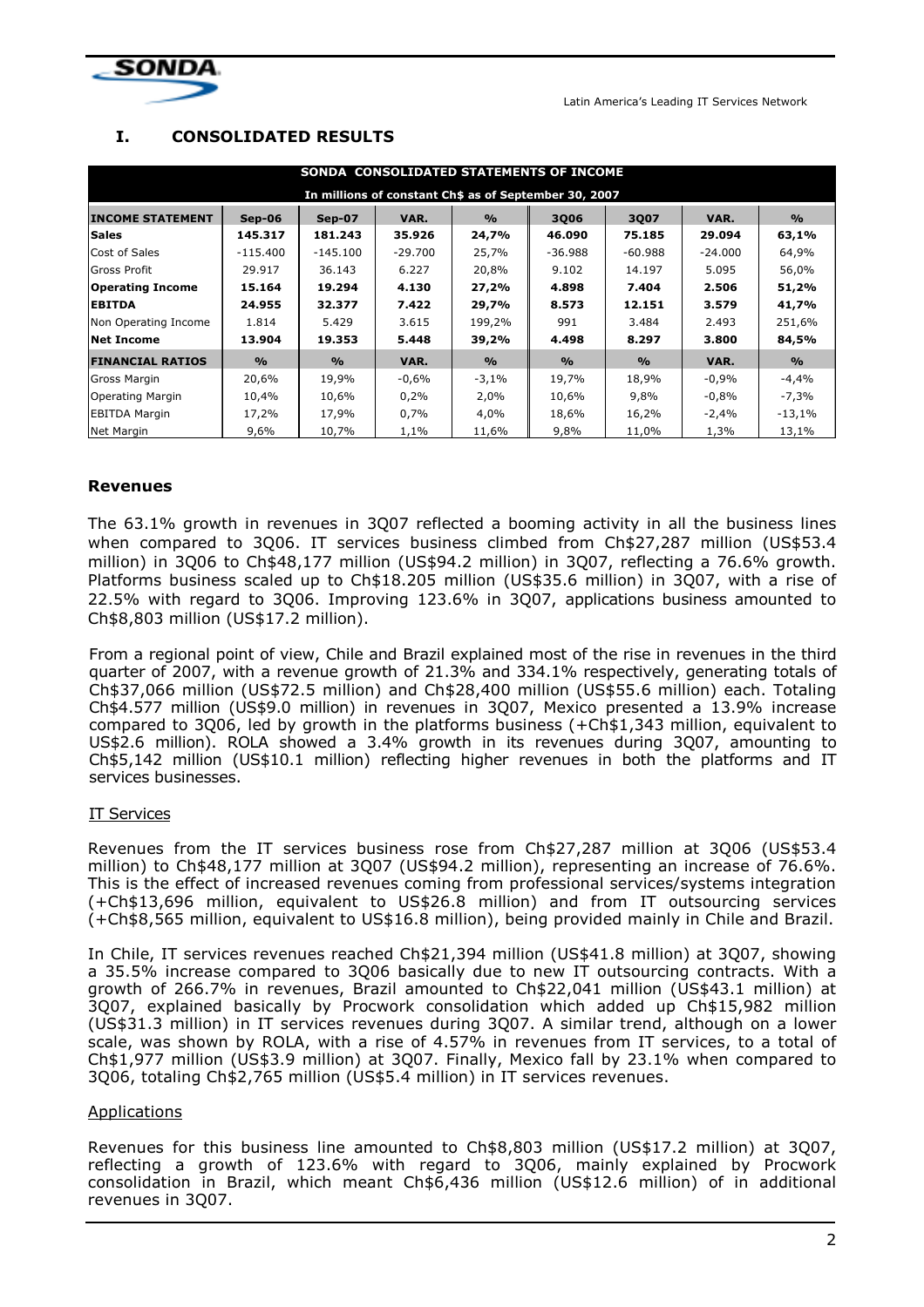## I. CONSOLIDATED RESULTS

| SONDA CONSOLIDATED STATEMENTS OF INCOME | | | | | | | | |
|---|---|---|---|---|---|---|---|---|
| In millions of constant Ch$ as of September 30, 2007 | | | | | | | | |
| **INCOME STATEMENT** | **Sep-06** | **Sep-07** | **VAR.** | **%** | **3Q06** | **3Q07** | **VAR.** | **%** |
| **Sales** | **145.317** | **181.243** | **35.926** | **24,7%** | **46.090** | **75.185** | **29.094** | **63,1%** |
| Cost of Sales | -115.400 | -145.100 | -29.700 | 25,7% | -36.988 | -60.988 | -24.000 | 64,9% |
| Gross Profit | 29.917 | 36.143 | 6.227 | 20,8% | 9.102 | 14.197 | 5.095 | 56,0% |
| **Operating Income** | **15.164** | **19.294** | **4.130** | **27,2%** | **4.898** | **7.404** | **2.506** | **51,2%** |
| **EBITDA** | **24.955** | **32.377** | **7.422** | **29,7%** | **8.573** | **12.151** | **3.579** | **41,7%** |
| Non Operating Income | 1.814 | 5.429 | 3.615 | 199,2% | 991 | 3.484 | 2.493 | 251,6% |
| **Net Income** | **13.904** | **19.353** | **5.448** | **39,2%** | **4.498** | **8.297** | **3.800** | **84,5%** |
| **FINANCIAL RATIOS** | **%** | **%** | **VAR.** | **%** | **%** | **%** | **VAR.** | **%** |
| Gross Margin | 20,6% | 19,9% | -0,6% | -3,1% | 19,7% | 18,9% | -0,9% | -4,4% |
| Operating Margin | 10,4% | 10,6% | 0,2% | 2,0% | 10,6% | 9,8% | -0,8% | -7,3% |
| EBITDA Margin | 17,2% | 17,9% | 0,7% | 4,0% | 18,6% | 16,2% | -2,4% | -13,1% |
| Net Margin | 9,6% | 10,7% | 1,1% | 11,6% | 9,8% | 11,0% | 1,3% | 13,1% |

### Revenues

The 63.1% growth in revenues in 3Q07 reflected a booming activity in all the business lines when compared to 3Q06. IT services business climbed from Ch$27,287 million (US$53.4 million) in 3Q06 to Ch$48,177 million (US$94.2 million) in 3Q07, reflecting a 76.6% growth. Platforms business scaled up to Ch$18.205 million (US$35.6 million) in 3Q07, with a rise of 22.5% with regard to 3Q06. Improving 123.6% in 3Q07, applications business amounted to Ch$8,803 million (US$17.2 million).

From a regional point of view, Chile and Brazil explained most of the rise in revenues in the third quarter of 2007, with a revenue growth of 21.3% and 334.1% respectively, generating totals of Ch$37,066 million (US$72.5 million) and Ch$28,400 million (US$55.6 million) each. Totaling Ch$4.577 million (US$9.0 million) in revenues in 3Q07, Mexico presented a 13.9% increase compared to 3Q06, led by growth in the platforms business (+Ch$1,343 million, equivalent to US$2.6 million). ROLA showed a 3.4% growth in its revenues during 3Q07, amounting to Ch$5,142 million (US$10.1 million) reflecting higher revenues in both the platforms and IT services businesses.

#### IT Services

Revenues from the IT services business rose from Ch$27,287 million at 3Q06 (US$53.4 million) to Ch$48,177 million at 3Q07 (US$94.2 million), representing an increase of 76.6%. This is the effect of increased revenues coming from professional services/systems integration (+Ch$13,696 million, equivalent to US$26.8 million) and from IT outsourcing services (+Ch$8,565 million, equivalent to US$16.8 million), being provided mainly in Chile and Brazil.

In Chile, IT services revenues reached Ch$21,394 million (US$41.8 million) at 3Q07, showing a 35.5% increase compared to 3Q06 basically due to new IT outsourcing contracts. With a growth of 266.7% in revenues, Brazil amounted to Ch$22,041 million (US$43.1 million) at 3Q07, explained basically by Procwork consolidation which added up Ch$15,982 million (US$31.3 million) in IT services revenues during 3Q07. A similar trend, although on a lower scale, was shown by ROLA, with a rise of 4.57% in revenues from IT services, to a total of Ch$1,977 million (US$3.9 million) at 3Q07. Finally, Mexico fall by 23.1% when compared to 3Q06, totaling Ch$2,765 million (US$5.4 million) in IT services revenues.

#### Applications

Revenues for this business line amounted to Ch$8,803 million (US$17.2 million) at 3Q07, reflecting a growth of 123.6% with regard to 3Q06, mainly explained by Procwork consolidation in Brazil, which meant Ch$6,436 million (US$12.6 million) of in additional revenues in 3Q07.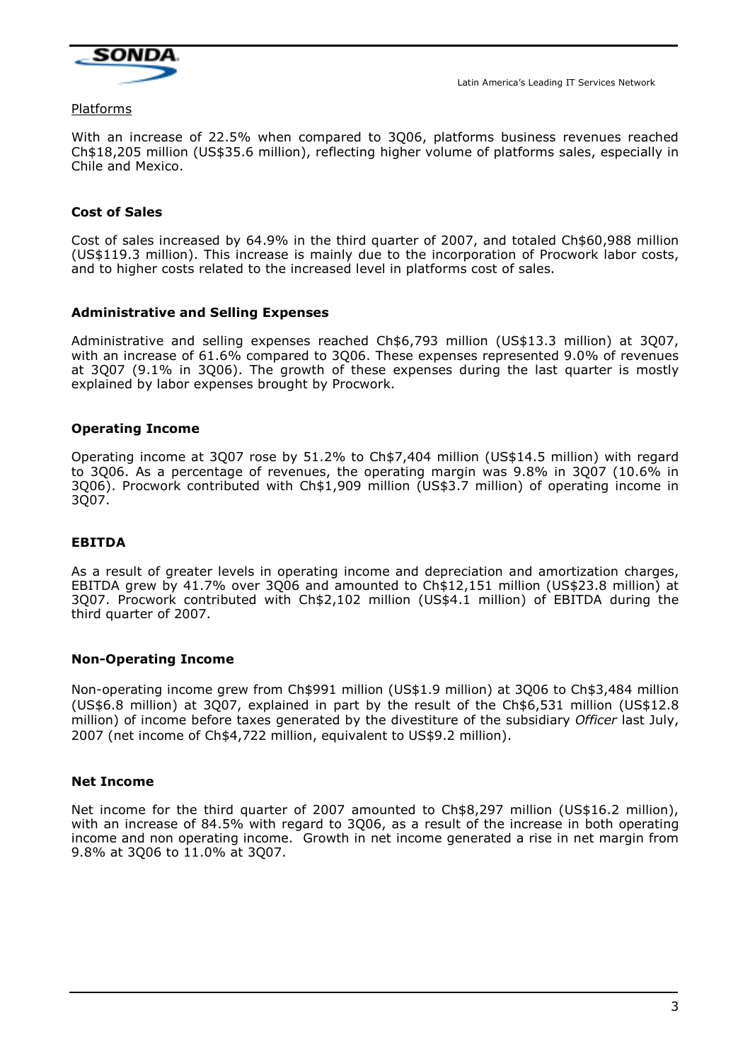Platforms

With an increase of 22.5% when compared to 3Q06, platforms business revenues reached Ch$18,205 million (US$35.6 million), reflecting higher volume of platforms sales, especially in Chile and Mexico.

**Cost of Sales**

Cost of sales increased by 64.9% in the third quarter of 2007, and totaled Ch$60,988 million (US$119.3 million). This increase is mainly due to the incorporation of Procwork labor costs, and to higher costs related to the increased level in platforms cost of sales.

**Administrative and Selling Expenses**

Administrative and selling expenses reached Ch$6,793 million (US$13.3 million) at 3Q07, with an increase of 61.6% compared to 3Q06. These expenses represented 9.0% of revenues at 3Q07 (9.1% in 3Q06). The growth of these expenses during the last quarter is mostly explained by labor expenses brought by Procwork.

**Operating Income**

Operating income at 3Q07 rose by 51.2% to Ch$7,404 million (US$14.5 million) with regard to 3Q06. As a percentage of revenues, the operating margin was 9.8% in 3Q07 (10.6% in 3Q06). Procwork contributed with Ch$1,909 million (US$3.7 million) of operating income in 3Q07.

**EBITDA**

As a result of greater levels in operating income and depreciation and amortization charges, EBITDA grew by 41.7% over 3Q06 and amounted to Ch$12,151 million (US$23.8 million) at 3Q07. Procwork contributed with Ch$2,102 million (US$4.1 million) of EBITDA during the third quarter of 2007.

**Non-Operating Income**

Non-operating income grew from Ch$991 million (US$1.9 million) at 3Q06 to Ch$3,484 million (US$6.8 million) at 3Q07, explained in part by the result of the Ch$6,531 million (US$12.8 million) of income before taxes generated by the divestiture of the subsidiary *Officer* last July, 2007 (net income of Ch$4,722 million, equivalent to US$9.2 million).

**Net Income**

Net income for the third quarter of 2007 amounted to Ch$8,297 million (US$16.2 million), with an increase of 84.5% with regard to 3Q06, as a result of the increase in both operating income and non operating income. Growth in net income generated a rise in net margin from 9.8% at 3Q06 to 11.0% at 3Q07.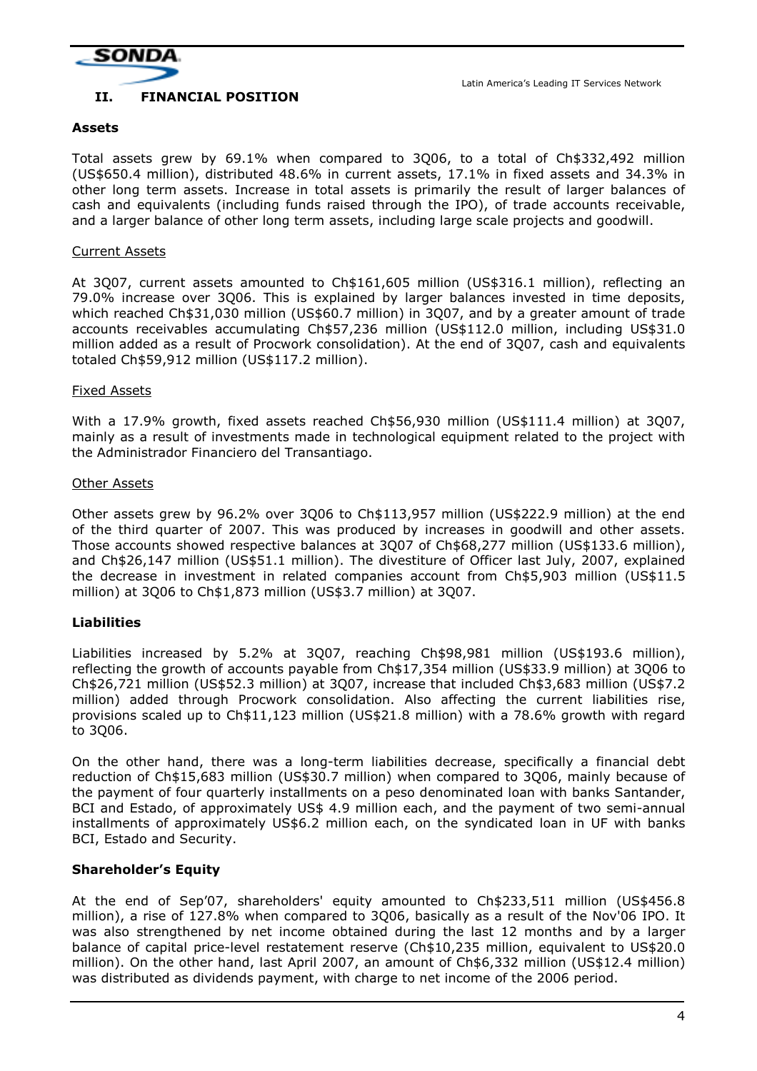## II. FINANCIAL POSITION

### Assets

Total assets grew by 69.1% when compared to 3Q06, to a total of Ch$332,492 million (US$650.4 million), distributed 48.6% in current assets, 17.1% in fixed assets and 34.3% in other long term assets. Increase in total assets is primarily the result of larger balances of cash and equivalents (including funds raised through the IPO), of trade accounts receivable, and a larger balance of other long term assets, including large scale projects and goodwill.

#### Current Assets

At 3Q07, current assets amounted to Ch$161,605 million (US$316.1 million), reflecting an 79.0% increase over 3Q06. This is explained by larger balances invested in time deposits, which reached Ch$31,030 million (US$60.7 million) in 3Q07, and by a greater amount of trade accounts receivables accumulating Ch$57,236 million (US$112.0 million, including US$31.0 million added as a result of Procwork consolidation). At the end of 3Q07, cash and equivalents totaled Ch$59,912 million (US$117.2 million).

#### Fixed Assets

With a 17.9% growth, fixed assets reached Ch$56,930 million (US$111.4 million) at 3Q07, mainly as a result of investments made in technological equipment related to the project with the Administrador Financiero del Transantiago.

#### Other Assets

Other assets grew by 96.2% over 3Q06 to Ch$113,957 million (US$222.9 million) at the end of the third quarter of 2007. This was produced by increases in goodwill and other assets. Those accounts showed respective balances at 3Q07 of Ch$68,277 million (US$133.6 million), and Ch$26,147 million (US$51.1 million). The divestiture of Officer last July, 2007, explained the decrease in investment in related companies account from Ch$5,903 million (US$11.5 million) at 3Q06 to Ch$1,873 million (US$3.7 million) at 3Q07.

### Liabilities

Liabilities increased by 5.2% at 3Q07, reaching Ch$98,981 million (US$193.6 million), reflecting the growth of accounts payable from Ch$17,354 million (US$33.9 million) at 3Q06 to Ch$26,721 million (US$52.3 million) at 3Q07, increase that included Ch$3,683 million (US$7.2 million) added through Procwork consolidation. Also affecting the current liabilities rise, provisions scaled up to Ch$11,123 million (US$21.8 million) with a 78.6% growth with regard to 3Q06.

On the other hand, there was a long-term liabilities decrease, specifically a financial debt reduction of Ch$15,683 million (US$30.7 million) when compared to 3Q06, mainly because of the payment of four quarterly installments on a peso denominated loan with banks Santander, BCI and Estado, of approximately US$ 4.9 million each, and the payment of two semi-annual installments of approximately US$6.2 million each, on the syndicated loan in UF with banks BCI, Estado and Security.

### Shareholder's Equity

At the end of Sep'07, shareholders' equity amounted to Ch$233,511 million (US$456.8 million), a rise of 127.8% when compared to 3Q06, basically as a result of the Nov'06 IPO. It was also strengthened by net income obtained during the last 12 months and by a larger balance of capital price-level restatement reserve (Ch$10,235 million, equivalent to US$20.0 million). On the other hand, last April 2007, an amount of Ch$6,332 million (US$12.4 million) was distributed as dividends payment, with charge to net income of the 2006 period.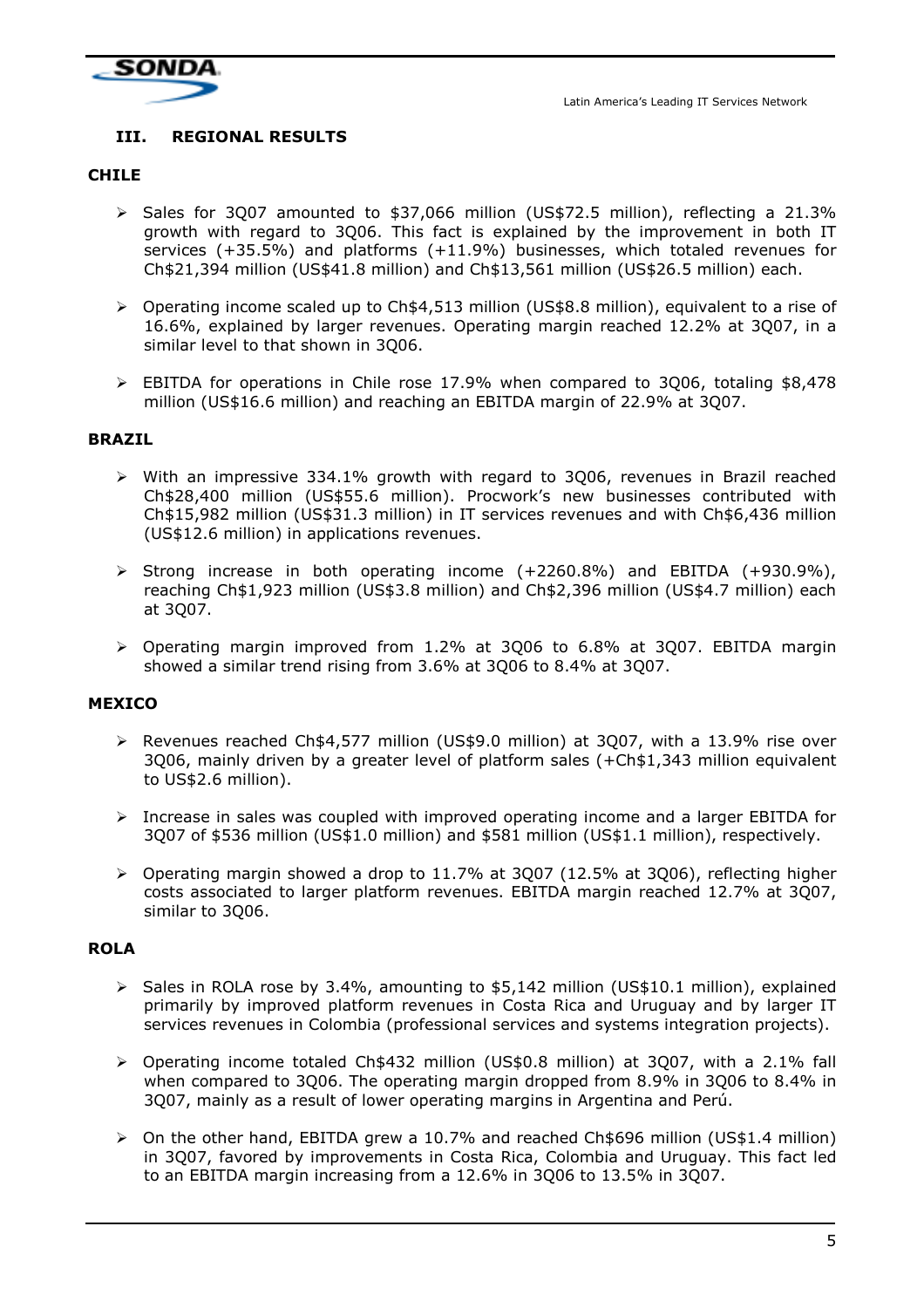## III. REGIONAL RESULTS

### CHILE

- Sales for 3Q07 amounted to $37,066 million (US$72.5 million), reflecting a 21.3% growth with regard to 3Q06. This fact is explained by the improvement in both IT services (+35.5%) and platforms (+11.9%) businesses, which totaled revenues for Ch$21,394 million (US$41.8 million) and Ch$13,561 million (US$26.5 million) each.
- Operating income scaled up to Ch$4,513 million (US$8.8 million), equivalent to a rise of 16.6%, explained by larger revenues. Operating margin reached 12.2% at 3Q07, in a similar level to that shown in 3Q06.
- EBITDA for operations in Chile rose 17.9% when compared to 3Q06, totaling $8,478 million (US$16.6 million) and reaching an EBITDA margin of 22.9% at 3Q07.

### BRAZIL

- With an impressive 334.1% growth with regard to 3Q06, revenues in Brazil reached Ch$28,400 million (US$55.6 million). Procwork's new businesses contributed with Ch$15,982 million (US$31.3 million) in IT services revenues and with Ch$6,436 million (US$12.6 million) in applications revenues.
- Strong increase in both operating income (+2260.8%) and EBITDA (+930.9%), reaching Ch$1,923 million (US$3.8 million) and Ch$2,396 million (US$4.7 million) each at 3Q07.
- Operating margin improved from 1.2% at 3Q06 to 6.8% at 3Q07. EBITDA margin showed a similar trend rising from 3.6% at 3Q06 to 8.4% at 3Q07.

### MEXICO

- Revenues reached Ch$4,577 million (US$9.0 million) at 3Q07, with a 13.9% rise over 3Q06, mainly driven by a greater level of platform sales (+Ch$1,343 million equivalent to US$2.6 million).
- Increase in sales was coupled with improved operating income and a larger EBITDA for 3Q07 of $536 million (US$1.0 million) and $581 million (US$1.1 million), respectively.
- Operating margin showed a drop to 11.7% at 3Q07 (12.5% at 3Q06), reflecting higher costs associated to larger platform revenues. EBITDA margin reached 12.7% at 3Q07, similar to 3Q06.

### ROLA

- Sales in ROLA rose by 3.4%, amounting to $5,142 million (US$10.1 million), explained primarily by improved platform revenues in Costa Rica and Uruguay and by larger IT services revenues in Colombia (professional services and systems integration projects).
- Operating income totaled Ch$432 million (US$0.8 million) at 3Q07, with a 2.1% fall when compared to 3Q06. The operating margin dropped from 8.9% in 3Q06 to 8.4% in 3Q07, mainly as a result of lower operating margins in Argentina and Perú.
- On the other hand, EBITDA grew a 10.7% and reached Ch$696 million (US$1.4 million) in 3Q07, favored by improvements in Costa Rica, Colombia and Uruguay. This fact led to an EBITDA margin increasing from a 12.6% in 3Q06 to 13.5% in 3Q07.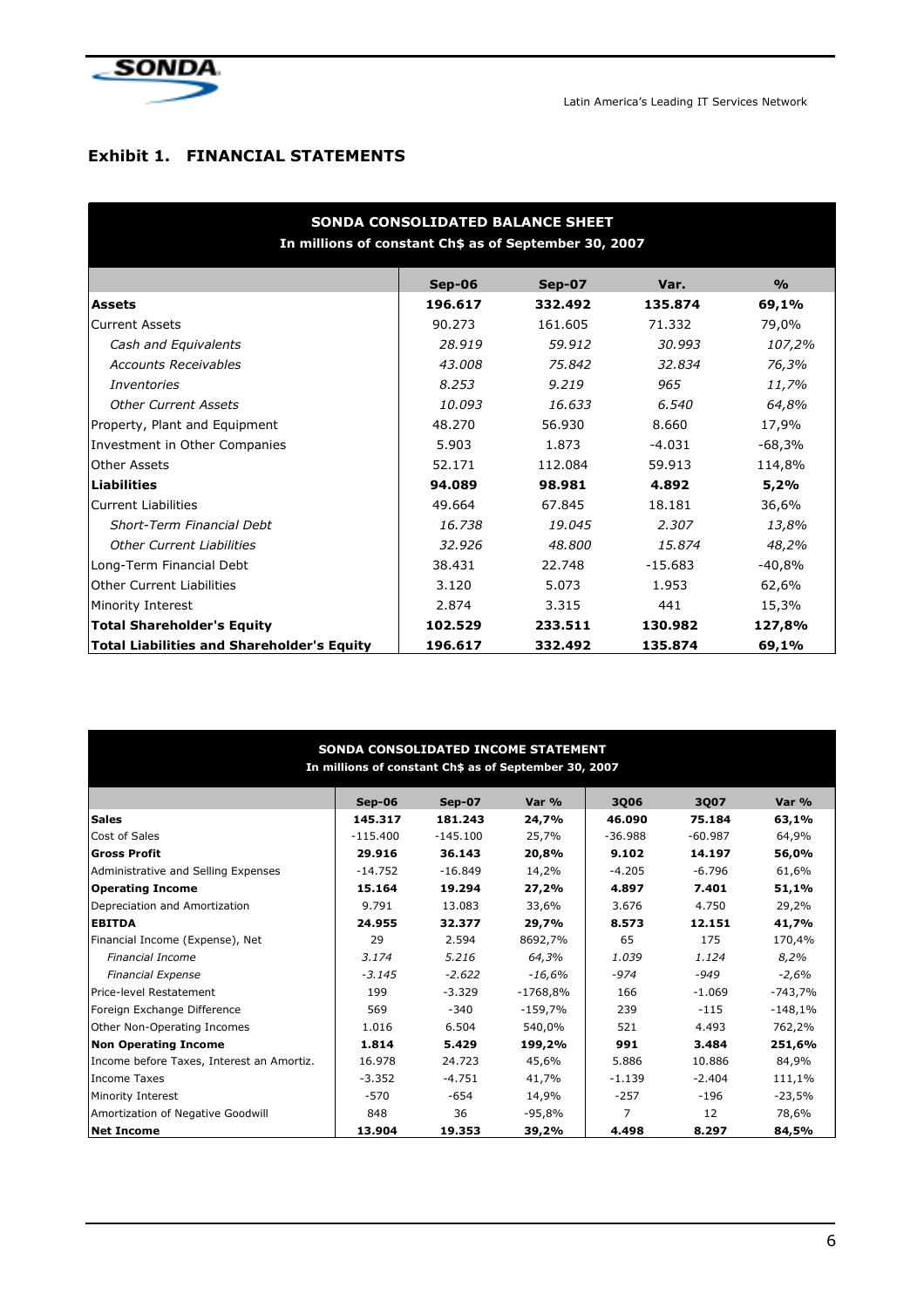## Exhibit 1. FINANCIAL STATEMENTS

| SONDA CONSOLIDATED BALANCE SHEET<br>In millions of constant Ch$ as of September 30, 2007 | | | | |
|---|---|---|---|---|
| | **Sep-06** | **Sep-07** | **Var.** | **%** |
| **Assets** | **196.617** | **332.492** | **135.874** | **69,1%** |
| Current Assets | 90.273 | 161.605 | 71.332 | 79,0% |
| *Cash and Equivalents* | *28.919* | *59.912* | *30.993* | *107,2%* |
| *Accounts Receivables* | *43.008* | *75.842* | *32.834* | *76,3%* |
| *Inventories* | *8.253* | *9.219* | *965* | *11,7%* |
| *Other Current Assets* | *10.093* | *16.633* | *6.540* | *64,8%* |
| Property, Plant and Equipment | 48.270 | 56.930 | 8.660 | 17,9% |
| Investment in Other Companies | 5.903 | 1.873 | -4.031 | -68,3% |
| Other Assets | 52.171 | 112.084 | 59.913 | 114,8% |
| **Liabilities** | **94.089** | **98.981** | **4.892** | **5,2%** |
| Current Liabilities | 49.664 | 67.845 | 18.181 | 36,6% |
| *Short-Term Financial Debt* | *16.738* | *19.045* | *2.307* | *13,8%* |
| *Other Current Liabilities* | *32.926* | *48.800* | *15.874* | *48,2%* |
| Long-Term Financial Debt | 38.431 | 22.748 | -15.683 | -40,8% |
| Other Current Liabilities | 3.120 | 5.073 | 1.953 | 62,6% |
| Minority Interest | 2.874 | 3.315 | 441 | 15,3% |
| **Total Shareholder's Equity** | **102.529** | **233.511** | **130.982** | **127,8%** |
| **Total Liabilities and Shareholder's Equity** | **196.617** | **332.492** | **135.874** | **69,1%** |

| SONDA CONSOLIDATED INCOME STATEMENT<br>In millions of constant Ch$ as of September 30, 2007 | | | | | | |
|---|---|---|---|---|---|---|
| | **Sep-06** | **Sep-07** | **Var %** | **3Q06** | **3Q07** | **Var %** |
| **Sales** | **145.317** | **181.243** | **24,7%** | **46.090** | **75.184** | **63,1%** |
| Cost of Sales | -115.400 | -145.100 | 25,7% | -36.988 | -60.987 | 64,9% |
| **Gross Profit** | **29.916** | **36.143** | **20,8%** | **9.102** | **14.197** | **56,0%** |
| Administrative and Selling Expenses | -14.752 | -16.849 | 14,2% | -4.205 | -6.796 | 61,6% |
| **Operating Income** | **15.164** | **19.294** | **27,2%** | **4.897** | **7.401** | **51,1%** |
| Depreciation and Amortization | 9.791 | 13.083 | 33,6% | 3.676 | 4.750 | 29,2% |
| **EBITDA** | **24.955** | **32.377** | **29,7%** | **8.573** | **12.151** | **41,7%** |
| Financial Income (Expense), Net | 29 | 2.594 | 8692,7% | 65 | 175 | 170,4% |
| *Financial Income* | *3.174* | *5.216* | *64,3%* | *1.039* | *1.124* | *8,2%* |
| *Financial Expense* | *-3.145* | *-2.622* | *-16,6%* | *-974* | *-949* | *-2,6%* |
| Price-level Restatement | 199 | -3.329 | -1768,8% | 166 | -1.069 | -743,7% |
| Foreign Exchange Difference | 569 | -340 | -159,7% | 239 | -115 | -148,1% |
| Other Non-Operating Incomes | 1.016 | 6.504 | 540,0% | 521 | 4.493 | 762,2% |
| **Non Operating Income** | **1.814** | **5.429** | **199,2%** | **991** | **3.484** | **251,6%** |
| Income before Taxes, Interest an Amortiz. | 16.978 | 24.723 | 45,6% | 5.886 | 10.886 | 84,9% |
| Income Taxes | -3.352 | -4.751 | 41,7% | -1.139 | -2.404 | 111,1% |
| Minority Interest | -570 | -654 | 14,9% | -257 | -196 | -23,5% |
| Amortization of Negative Goodwill | 848 | 36 | -95,8% | 7 | 12 | 78,6% |
| **Net Income** | **13.904** | **19.353** | **39,2%** | **4.498** | **8.297** | **84,5%** |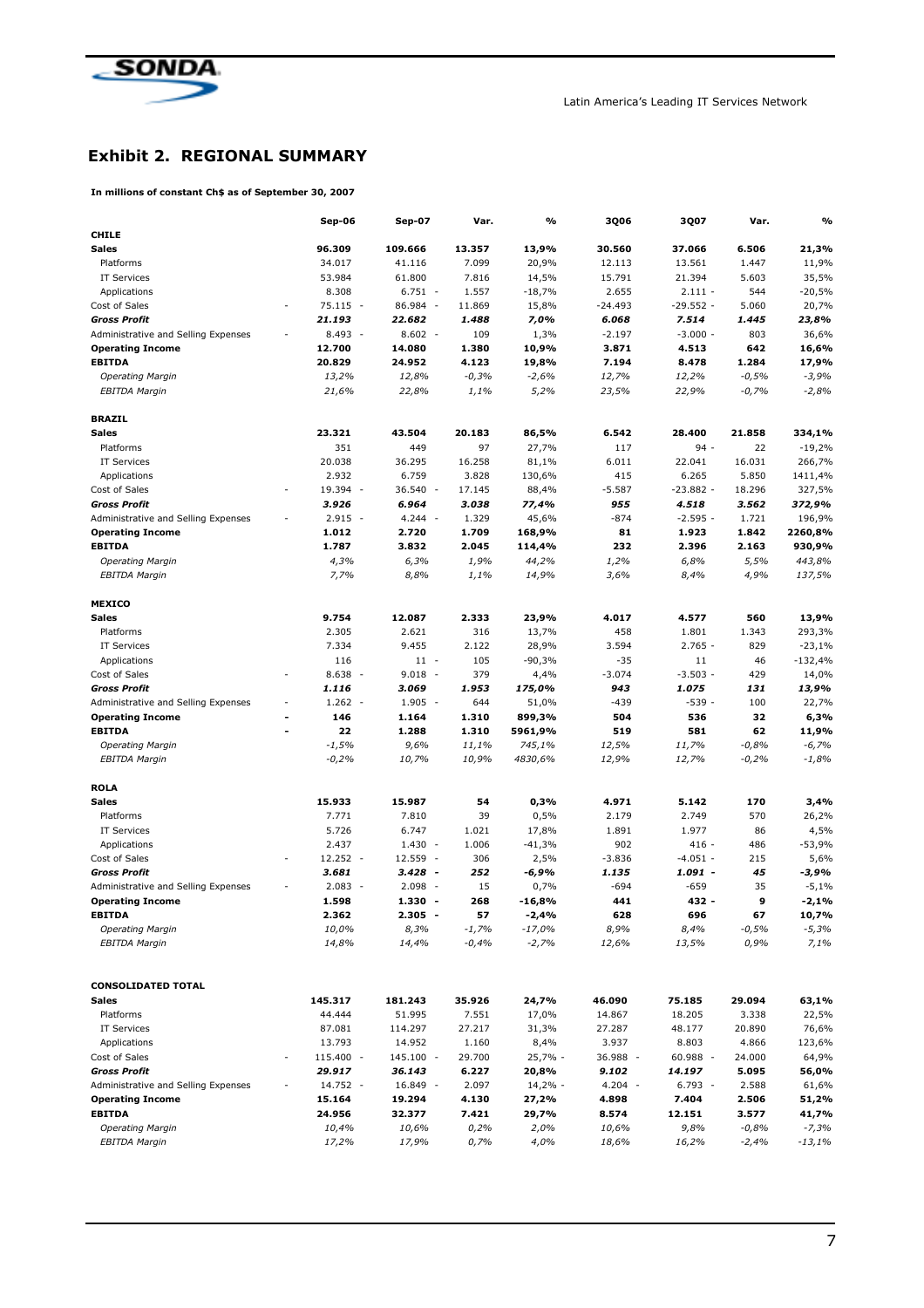# Exhibit 2. REGIONAL SUMMARY

**In millions of constant Ch$ as of September 30, 2007**

| | Sep-06 | Sep-07 | Var. | % | 3Q06 | 3Q07 | Var. | % |
|---|---|---|---|---|---|---|---|---|
| **CHILE** | | | | | | | | |
| **Sales** | **96.309** | **109.666** | **13.357** | **13,9%** | **30.560** | **37.066** | **6.506** | **21,3%** |
| Platforms | 34.017 | 41.116 | 7.099 | 20,9% | 12.113 | 13.561 | 1.447 | 11,9% |
| IT Services | 53.984 | 61.800 | 7.816 | 14,5% | 15.791 | 21.394 | 5.603 | 35,5% |
| Applications | 8.308 | 6.751 | -1.557 | -18,7% | 2.655 | 2.111 | -544 | -20,5% |
| Cost of Sales | -75.115 | -86.984 | -11.869 | 15,8% | -24.493 | -29.552 | -5.060 | 20,7% |
| ***Gross Profit*** | ***21.193*** | ***22.682*** | ***1.488*** | ***7,0%*** | ***6.068*** | ***7.514*** | ***1.445*** | ***23,8%*** |
| Administrative and Selling Expenses | -8.493 | -8.602 | -109 | 1,3% | -2.197 | -3.000 | -803 | 36,6% |
| **Operating Income** | **12.700** | **14.080** | **1.380** | **10,9%** | **3.871** | **4.513** | **642** | **16,6%** |
| **EBITDA** | **20.829** | **24.952** | **4.123** | **19,8%** | **7.194** | **8.478** | **1.284** | **17,9%** |
| *Operating Margin* | *13,2%* | *12,8%* | *-0,3%* | *-2,6%* | *12,7%* | *12,2%* | *-0,5%* | *-3,9%* |
| *EBITDA Margin* | *21,6%* | *22,8%* | *1,1%* | *5,2%* | *23,5%* | *22,9%* | *-0,7%* | *-2,8%* |
| **BRAZIL** | | | | | | | | |
| **Sales** | **23.321** | **43.504** | **20.183** | **86,5%** | **6.542** | **28.400** | **21.858** | **334,1%** |
| Platforms | 351 | 449 | 97 | 27,7% | 117 | 94 | -22 | -19,2% |
| IT Services | 20.038 | 36.295 | 16.258 | 81,1% | 6.011 | 22.041 | 16.031 | 266,7% |
| Applications | 2.932 | 6.759 | 3.828 | 130,6% | 415 | 6.265 | 5.850 | 1411,4% |
| Cost of Sales | -19.394 | -36.540 | -17.145 | 88,4% | -5.587 | -23.882 | -18.296 | 327,5% |
| ***Gross Profit*** | ***3.926*** | ***6.964*** | ***3.038*** | ***77,4%*** | ***955*** | ***4.518*** | ***3.562*** | ***372,9%*** |
| Administrative and Selling Expenses | -2.915 | -4.244 | -1.329 | 45,6% | -874 | -2.595 | -1.721 | 196,9% |
| **Operating Income** | **1.012** | **2.720** | **1.709** | **168,9%** | **81** | **1.923** | **1.842** | **2260,8%** |
| **EBITDA** | **1.787** | **3.832** | **2.045** | **114,4%** | **232** | **2.396** | **2.163** | **930,9%** |
| *Operating Margin* | *4,3%* | *6,3%* | *1,9%* | *44,2%* | *1,2%* | *6,8%* | *5,5%* | *443,8%* |
| *EBITDA Margin* | *7,7%* | *8,8%* | *1,1%* | *14,9%* | *3,6%* | *8,4%* | *4,9%* | *137,5%* |
| **MEXICO** | | | | | | | | |
| **Sales** | **9.754** | **12.087** | **2.333** | **23,9%** | **4.017** | **4.577** | **560** | **13,9%** |
| Platforms | 2.305 | 2.621 | 316 | 13,7% | 458 | 1.801 | 1.343 | 293,3% |
| IT Services | 7.334 | 9.455 | 2.122 | 28,9% | 3.594 | 2.765 | -829 | -23,1% |
| Applications | 116 | 11 | -105 | -90,3% | -35 | 11 | 46 | -132,4% |
| Cost of Sales | -8.638 | -9.018 | -379 | 4,4% | -3.074 | -3.503 | -429 | 14,0% |
| ***Gross Profit*** | ***1.116*** | ***3.069*** | ***1.953*** | ***175,0%*** | ***943*** | ***1.075*** | ***131*** | ***13,9%*** |
| Administrative and Selling Expenses | -1.262 | -1.905 | -644 | 51,0% | -439 | -539 | -100 | 22,7% |
| **Operating Income** | **-146** | **1.164** | **1.310** | **899,3%** | **504** | **536** | **32** | **6,3%** |
| **EBITDA** | **-22** | **1.288** | **1.310** | **5961,9%** | **519** | **581** | **62** | **11,9%** |
| *Operating Margin* | *-1,5%* | *9,6%* | *11,1%* | *745,1%* | *12,5%* | *11,7%* | *-0,8%* | *-6,7%* |
| *EBITDA Margin* | *-0,2%* | *10,7%* | *10,9%* | *4830,6%* | *12,9%* | *12,7%* | *-0,2%* | *-1,8%* |
| **ROLA** | | | | | | | | |
| **Sales** | **15.933** | **15.987** | **54** | **0,3%** | **4.971** | **5.142** | **170** | **3,4%** |
| Platforms | 7.771 | 7.810 | 39 | 0,5% | 2.179 | 2.749 | 570 | 26,2% |
| IT Services | 5.726 | 6.747 | 1.021 | 17,8% | 1.891 | 1.977 | 86 | 4,5% |
| Applications | 2.437 | 1.430 | -1.006 | -41,3% | 902 | 416 | -486 | -53,9% |
| Cost of Sales | -12.252 | -12.559 | -306 | 2,5% | -3.836 | -4.051 | -215 | 5,6% |
| ***Gross Profit*** | ***3.681*** | ***3.428*** | ***-252*** | ***-6,9%*** | ***1.135*** | ***1.091*** | ***-45*** | ***-3,9%*** |
| Administrative and Selling Expenses | -2.083 | -2.098 | -15 | 0,7% | -694 | -659 | 35 | -5,1% |
| **Operating Income** | **1.598** | **1.330** | **-268** | **-16,8%** | **441** | **432** | **-9** | **-2,1%** |
| **EBITDA** | **2.362** | **2.305** | **-57** | **-2,4%** | **628** | **696** | **67** | **10,7%** |
| *Operating Margin* | *10,0%* | *8,3%* | *-1,7%* | *-17,0%* | *8,9%* | *8,4%* | *-0,5%* | *-5,3%* |
| *EBITDA Margin* | *14,8%* | *14,4%* | *-0,4%* | *-2,7%* | *12,6%* | *13,5%* | *0,9%* | *7,1%* |
| **CONSOLIDATED TOTAL** | | | | | | | | |
| **Sales** | **145.317** | **181.243** | **35.926** | **24,7%** | **46.090** | **75.185** | **29.094** | **63,1%** |
| Platforms | 44.444 | 51.995 | 7.551 | 17,0% | 14.867 | 18.205 | 3.338 | 22,5% |
| IT Services | 87.081 | 114.297 | 27.217 | 31,3% | 27.287 | 48.177 | 20.890 | 76,6% |
| Applications | 13.793 | 14.952 | 1.160 | 8,4% | 3.937 | 8.803 | 4.866 | 123,6% |
| Cost of Sales | -115.400 | -145.100 | -29.700 | 25,7% | -36.988 | -60.988 | -24.000 | 64,9% |
| ***Gross Profit*** | ***29.917*** | ***36.143*** | ***6.227*** | ***20,8%*** | ***9.102*** | ***14.197*** | ***5.095*** | ***56,0%*** |
| Administrative and Selling Expenses | -14.752 | -16.849 | -2.097 | 14,2% | -4.204 | -6.793 | -2.588 | 61,6% |
| **Operating Income** | **15.164** | **19.294** | **4.130** | **27,2%** | **4.898** | **7.404** | **2.506** | **51,2%** |
| **EBITDA** | **24.956** | **32.377** | **7.421** | **29,7%** | **8.574** | **12.151** | **3.577** | **41,7%** |
| *Operating Margin* | *10,4%* | *10,6%* | *0,2%* | *2,0%* | *10,6%* | *9,8%* | *-0,8%* | *-7,3%* |
| *EBITDA Margin* | *17,2%* | *17,9%* | *0,7%* | *4,0%* | *18,6%* | *16,2%* | *-2,4%* | *-13,1%* |